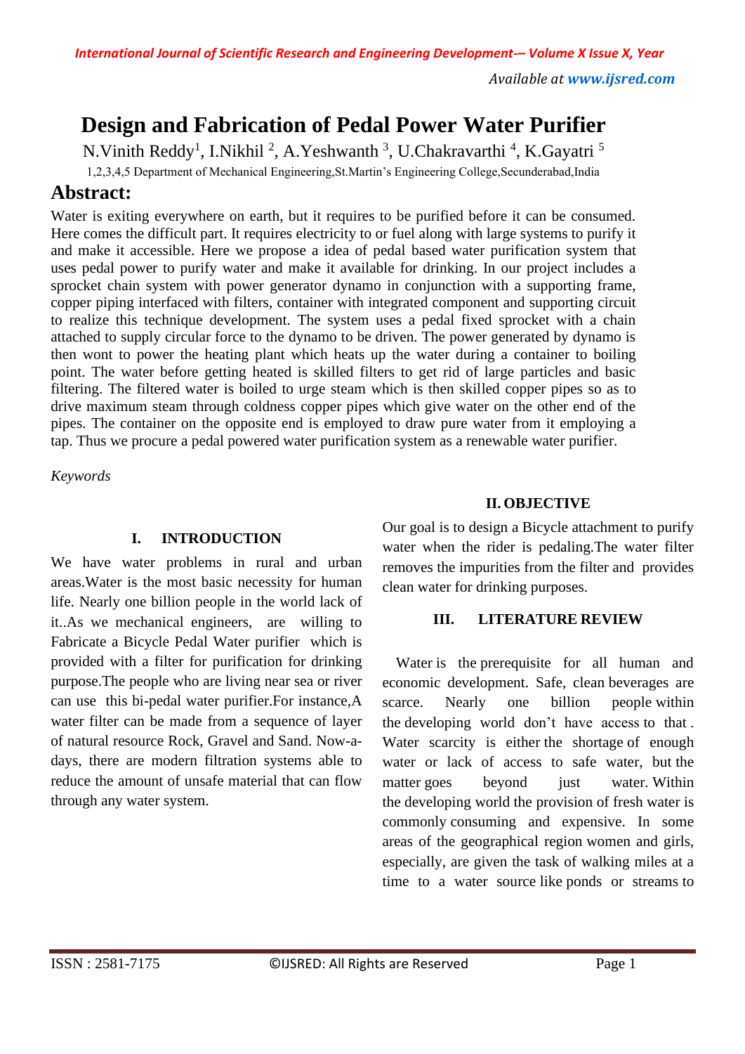# Design and Fabrication of Pedal Power Water Purifier

N.Vinith Reddy[1], I.Nikhil [2], A.Yeshwanth [3], U.Chakravarthi [4], K.Gayatri [5]

1,2,3,4,5 Department of Mechanical Engineering,St.Martin's Engineering College,Secunderabad,India

## Abstract:

Water is exiting everywhere on earth, but it requires to be purified before it can be consumed. Here comes the difficult part. It requires electricity to or fuel along with large systems to purify it and make it accessible. Here we propose a idea of pedal based water purification system that uses pedal power to purify water and make it available for drinking. In our project includes a sprocket chain system with power generator dynamo in conjunction with a supporting frame, copper piping interfaced with filters, container with integrated component and supporting circuit to realize this technique development. The system uses a pedal fixed sprocket with a chain attached to supply circular force to the dynamo to be driven. The power generated by dynamo is then wont to power the heating plant which heats up the water during a container to boiling point. The water before getting heated is skilled filters to get rid of large particles and basic filtering. The filtered water is boiled to urge steam which is then skilled copper pipes so as to drive maximum steam through coldness copper pipes which give water on the other end of the pipes. The container on the opposite end is employed to draw pure water from it employing a tap. Thus we procure a pedal powered water purification system as a renewable water purifier.

*Keywords*

## I. INTRODUCTION

We have water problems in rural and urban areas.Water is the most basic necessity for human life. Nearly one billion people in the world lack of it..As we mechanical engineers, are willing to Fabricate a Bicycle Pedal Water purifier which is provided with a filter for purification for drinking purpose.The people who are living near sea or river can use this bi-pedal water purifier.For instance,A water filter can be made from a sequence of layer of natural resource Rock, Gravel and Sand. Now-a-days, there are modern filtration systems able to reduce the amount of unsafe material that can flow through any water system.

## II. OBJECTIVE

Our goal is to design a Bicycle attachment to purify water when the rider is pedaling.The water filter removes the impurities from the filter and provides clean water for drinking purposes.

## III. LITERATURE REVIEW

Water is the prerequisite for all human and economic development. Safe, clean beverages are scarce. Nearly one billion people within the developing world don't have access to that . Water scarcity is either the shortage of enough water or lack of access to safe water, but the matter goes beyond just water. Within the developing world the provision of fresh water is commonly consuming and expensive. In some areas of the geographical region women and girls, especially, are given the task of walking miles at a time to a water source like ponds or streams to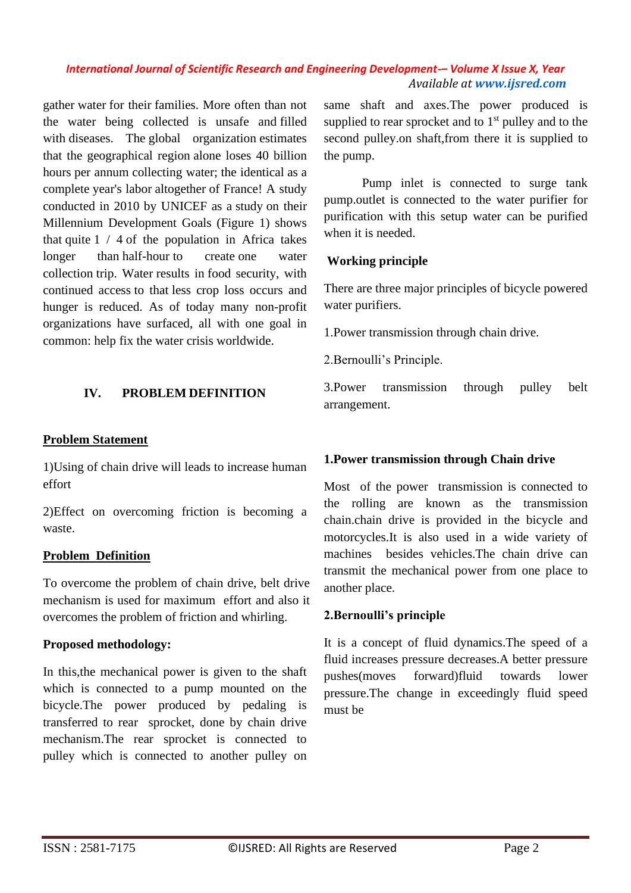gather water for their families. More often than not the water being collected is unsafe and filled with diseases. The global organization estimates that the geographical region alone loses 40 billion hours per annum collecting water; the identical as a complete year's labor altogether of France! A study conducted in 2010 by UNICEF as a study on their Millennium Development Goals (Figure 1) shows that quite 1 / 4 of the population in Africa takes longer than half-hour to create one water collection trip. Water results in food security, with continued access to that less crop loss occurs and hunger is reduced. As of today many non-profit organizations have surfaced, all with one goal in common: help fix the water crisis worldwide.

## IV. PROBLEM DEFINITION

### Problem Statement

1)Using of chain drive will leads to increase human effort

2)Effect on overcoming friction is becoming a waste.

### Problem Definition

To overcome the problem of chain drive, belt drive mechanism is used for maximum effort and also it overcomes the problem of friction and whirling.

### Proposed methodology:

In this,the mechanical power is given to the shaft which is connected to a pump mounted on the bicycle.The power produced by pedaling is transferred to rear sprocket, done by chain drive mechanism.The rear sprocket is connected to pulley which is connected to another pulley on same shaft and axes.The power produced is supplied to rear sprocket and to 1st pulley and to the second pulley.on shaft,from there it is supplied to the pump.

Pump inlet is connected to surge tank pump.outlet is connected to the water purifier for purification with this setup water can be purified when it is needed.

### Working principle

There are three major principles of bicycle powered water purifiers.

1.Power transmission through chain drive.

2.Bernoulli's Principle.

3.Power transmission through pulley belt arrangement.

### 1.Power transmission through Chain drive

Most of the power transmission is connected to the rolling are known as the transmission chain.chain drive is provided in the bicycle and motorcycles.It is also used in a wide variety of machines besides vehicles.The chain drive can transmit the mechanical power from one place to another place.

### 2.Bernoulli's principle

It is a concept of fluid dynamics.The speed of a fluid increases pressure decreases.A better pressure pushes(moves forward)fluid towards lower pressure.The change in exceedingly fluid speed must be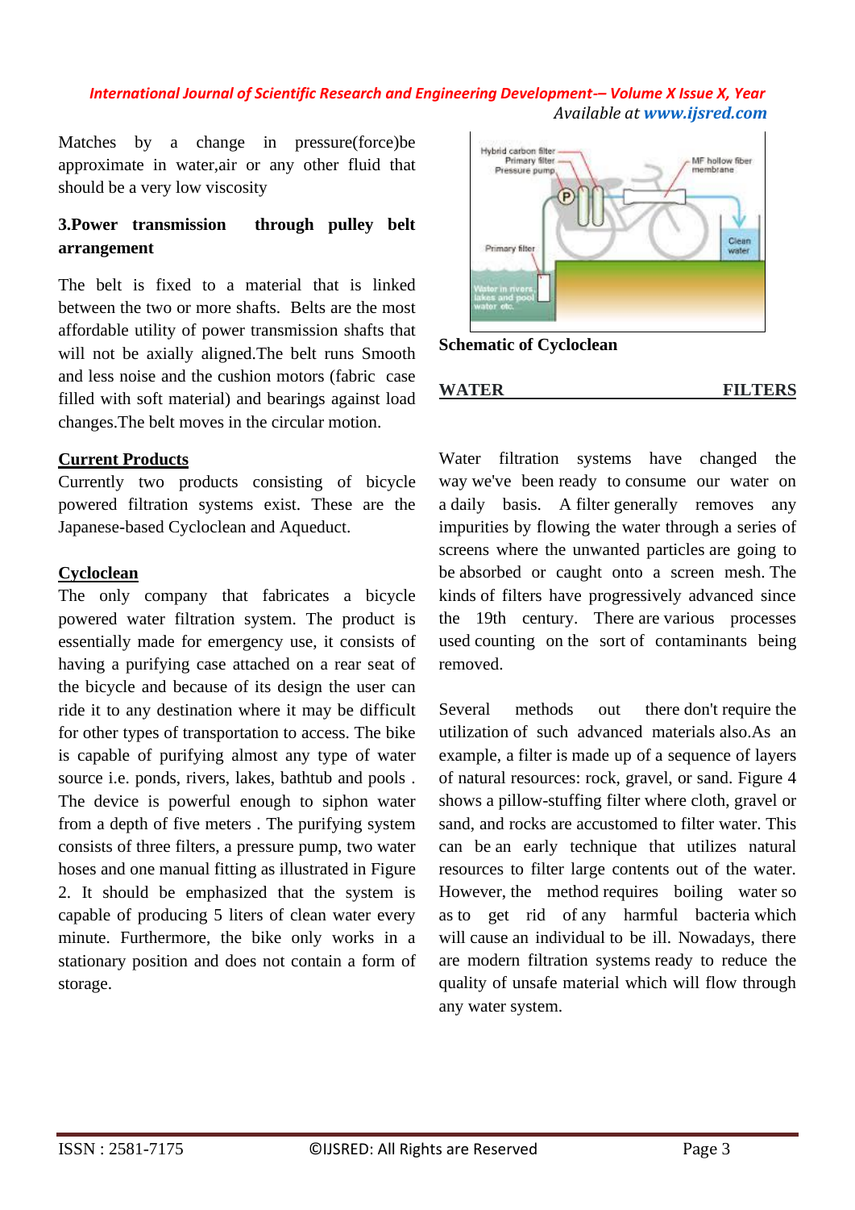Matches by a change in pressure(force)be approximate in water,air or any other fluid that should be a very low viscosity

**3.Power transmission through pulley belt arrangement**

The belt is fixed to a material that is linked between the two or more shafts. Belts are the most affordable utility of power transmission shafts that will not be axially aligned.The belt runs Smooth and less noise and the cushion motors (fabric case filled with soft material) and bearings against load changes.The belt moves in the circular motion.

**Current Products**

Currently two products consisting of bicycle powered filtration systems exist. These are the Japanese-based Cycloclean and Aqueduct.

**Cycloclean**

The only company that fabricates a bicycle powered water filtration system. The product is essentially made for emergency use, it consists of having a purifying case attached on a rear seat of the bicycle and because of its design the user can ride it to any destination where it may be difficult for other types of transportation to access. The bike is capable of purifying almost any type of water source i.e. ponds, rivers, lakes, bathtub and pools . The device is powerful enough to siphon water from a depth of five meters . The purifying system consists of three filters, a pressure pump, two water hoses and one manual fitting as illustrated in Figure 2. It should be emphasized that the system is capable of producing 5 liters of clean water every minute. Furthermore, the bike only works in a stationary position and does not contain a form of storage.

**Schematic of Cycloclean**

**WATER FILTERS**

Water filtration systems have changed the way we've been ready to consume our water on a daily basis. A filter generally removes any impurities by flowing the water through a series of screens where the unwanted particles are going to be absorbed or caught onto a screen mesh. The kinds of filters have progressively advanced since the 19th century. There are various processes used counting on the sort of contaminants being removed.

Several methods out there don't require the utilization of such advanced materials also.As an example, a filter is made up of a sequence of layers of natural resources: rock, gravel, or sand. Figure 4 shows a pillow-stuffing filter where cloth, gravel or sand, and rocks are accustomed to filter water. This can be an early technique that utilizes natural resources to filter large contents out of the water. However, the method requires boiling water so as to get rid of any harmful bacteria which will cause an individual to be ill. Nowadays, there are modern filtration systems ready to reduce the quality of unsafe material which will flow through any water system.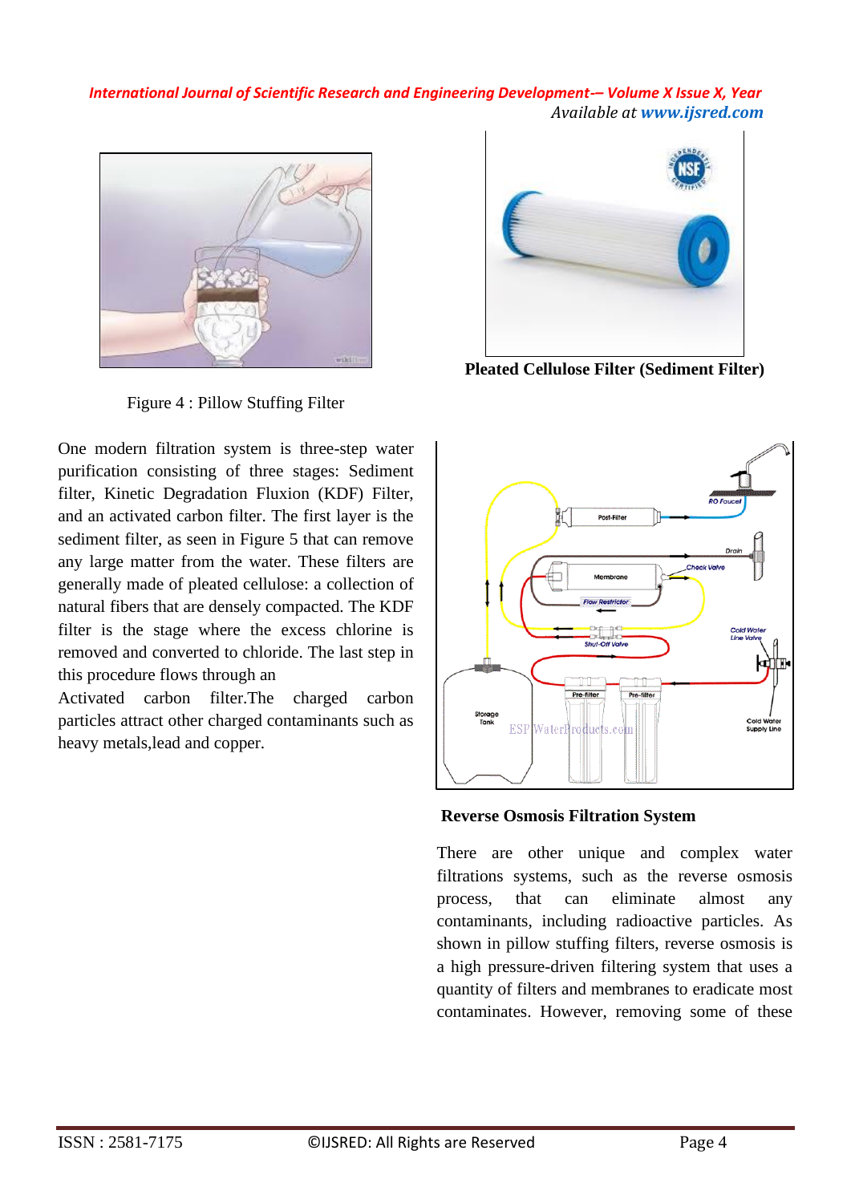Figure 4 : Pillow Stuffing Filter

**Pleated Cellulose Filter (Sediment Filter)**

One modern filtration system is three-step water purification consisting of three stages: Sediment filter, Kinetic Degradation Fluxion (KDF) Filter, and an activated carbon filter. The first layer is the sediment filter, as seen in Figure 5 that can remove any large matter from the water. These filters are generally made of pleated cellulose: a collection of natural fibers that are densely compacted. The KDF filter is the stage where the excess chlorine is removed and converted to chloride. The last step in this procedure flows through an Activated carbon filter.The charged carbon particles attract other charged contaminants such as heavy metals,lead and copper.

**Reverse Osmosis Filtration System**

There are other unique and complex water filtrations systems, such as the reverse osmosis process, that can eliminate almost any contaminants, including radioactive particles. As shown in pillow stuffing filters, reverse osmosis is a high pressure-driven filtering system that uses a quantity of filters and membranes to eradicate most contaminates. However, removing some of these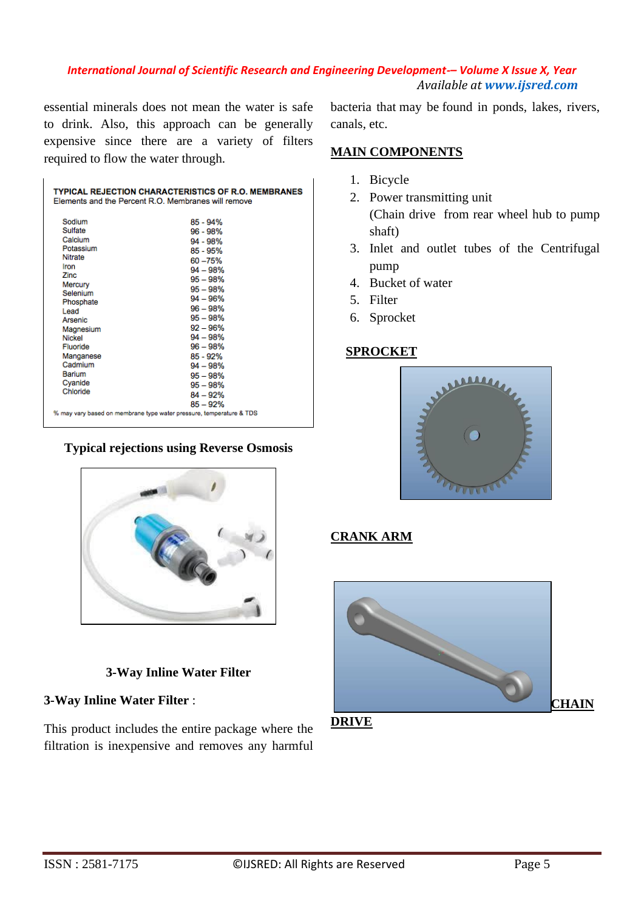essential minerals does not mean the water is safe to drink. Also, this approach can be generally expensive since there are a variety of filters required to flow the water through.

**TYPICAL REJECTION CHARACTERISTICS OF R.O. MEMBRANES**
Elements and the Percent R.O. Membranes will remove

| Element | Percent |
|---|---|
| Sodium | 85 - 94% |
| Sulfate | 96 - 98% |
| Calcium | 94 - 98% |
| Potassium | 85 - 95% |
| Nitrate | 60 –75% |
| Iron | 94 – 98% |
| Zinc | 95 – 98% |
| Mercury | 95 – 98% |
| Selenium | 94 – 96% |
| Phosphate | 96 – 98% |
| Lead | 95 – 98% |
| Arsenic | 92 – 96% |
| Magnesium | 94 – 98% |
| Nickel | 96 – 98% |
| Fluoride | 85 - 92% |
| Manganese | 94 – 98% |
| Cadmium | 95 – 98% |
| Barium | 95 – 98% |
| Cyanide | 84 – 92% |
| Chloride | 85 – 92% |

% may vary based on membrane type water pressure, temperature & TDS

**Typical rejections using Reverse Osmosis**

**3-Way Inline Water Filter**

**3-Way Inline Water Filter** :

This product includes the entire package where the filtration is inexpensive and removes any harmful bacteria that may be found in ponds, lakes, rivers, canals, etc.

## MAIN COMPONENTS

1. Bicycle
2. Power transmitting unit
   (Chain drive from rear wheel hub to pump shaft)
3. Inlet and outlet tubes of the Centrifugal pump
4. Bucket of water
5. Filter
6. Sprocket

## SPROCKET

## CRANK ARM

## CHAIN DRIVE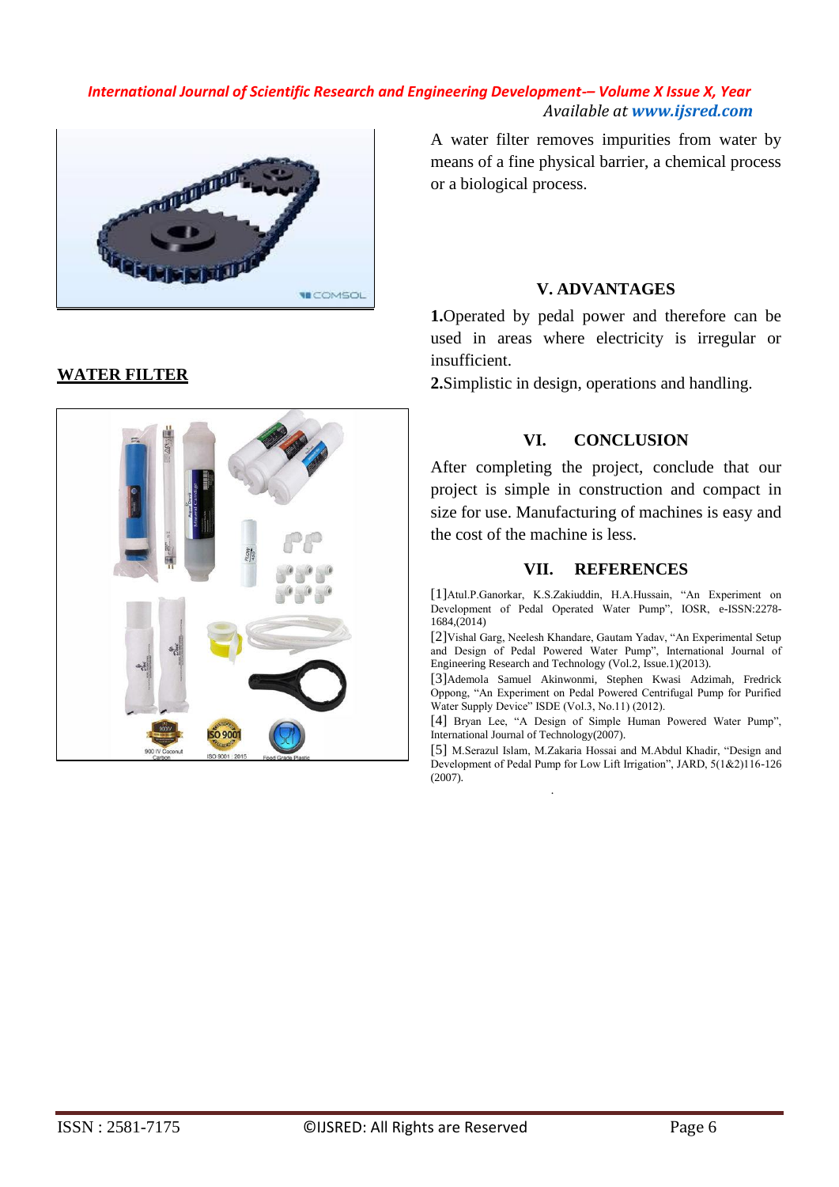**WATER FILTER**

A water filter removes impurities from water by means of a fine physical barrier, a chemical process or a biological process.

## V. ADVANTAGES

**1.**Operated by pedal power and therefore can be used in areas where electricity is irregular or insufficient.

**2.**Simplistic in design, operations and handling.

## VI. CONCLUSION

After completing the project, conclude that our project is simple in construction and compact in size for use. Manufacturing of machines is easy and the cost of the machine is less.

## VII. REFERENCES

[1]Atul.P.Ganorkar, K.S.Zakiuddin, H.A.Hussain, "An Experiment on Development of Pedal Operated Water Pump", IOSR, e-ISSN:2278-1684,(2014)

[2]Vishal Garg, Neelesh Khandare, Gautam Yadav, "An Experimental Setup and Design of Pedal Powered Water Pump", International Journal of Engineering Research and Technology (Vol.2, Issue.1)(2013).

[3]Ademola Samuel Akinwonmi, Stephen Kwasi Adzimah, Fredrick Oppong, "An Experiment on Pedal Powered Centrifugal Pump for Purified Water Supply Device" ISDE (Vol.3, No.11) (2012).

[4] Bryan Lee, "A Design of Simple Human Powered Water Pump", International Journal of Technology(2007).

[5] M.Serazul Islam, M.Zakaria Hossai and M.Abdul Khadir, "Design and Development of Pedal Pump for Low Lift Irrigation", JARD, 5(1&2)116-126 (2007).